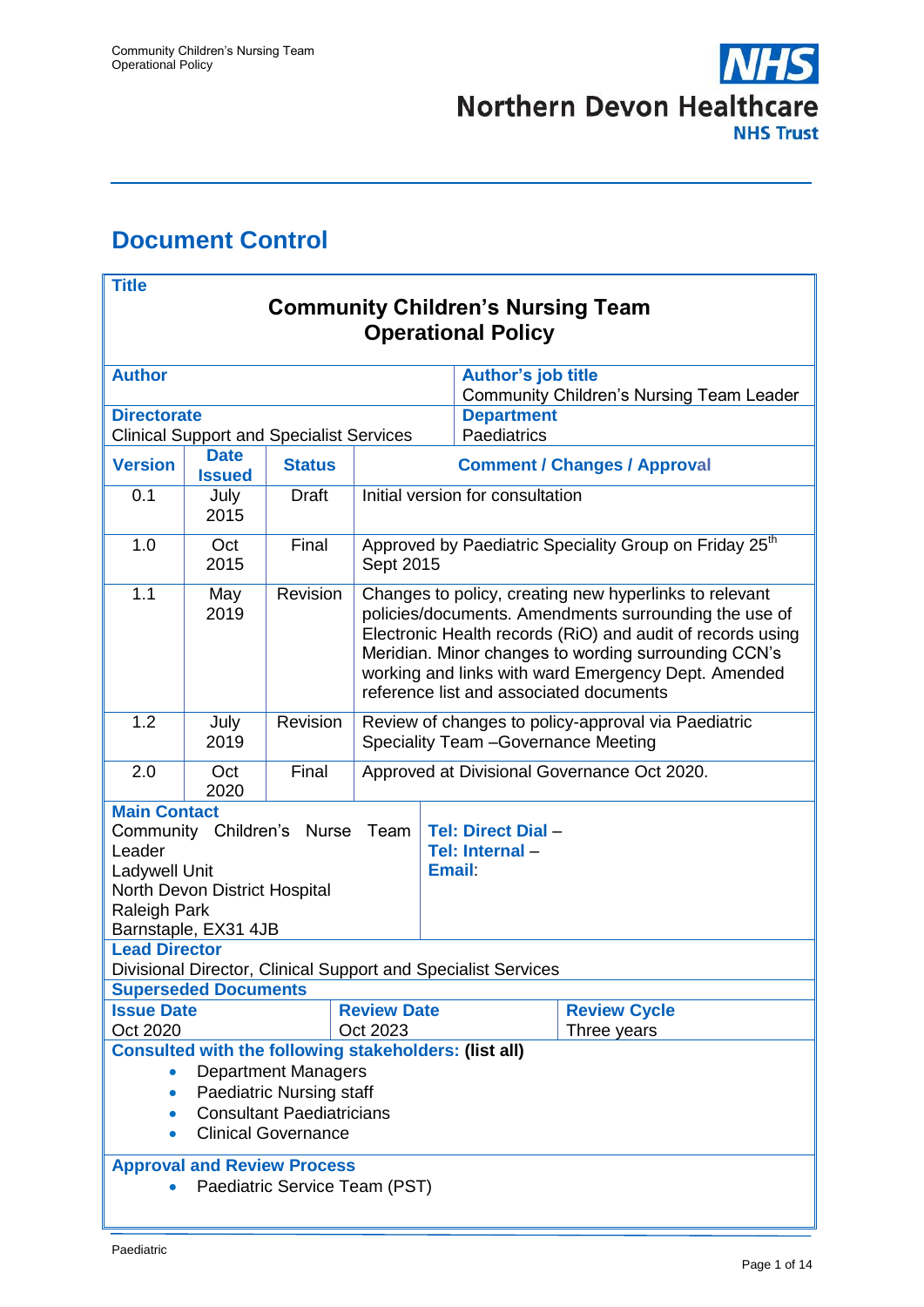# Document Control

| **Title** | | | |
|---|---|---|---|
| **Community Children's Nursing Team Operational Policy** | | | |
| **Author** | | **Author's job title** Community Children's Nursing Team Leader | |
| **Directorate** Clinical Support and Specialist Services | | **Department** Paediatrics | |

| **Version** | **Date Issued** | **Status** | **Comment / Changes / Approval** |
|---|---|---|---|
| 0.1 | July 2015 | Draft | Initial version for consultation |
| 1.0 | Oct 2015 | Final | Approved by Paediatric Speciality Group on Friday 25th Sept 2015 |
| 1.1 | May 2019 | Revision | Changes to policy, creating new hyperlinks to relevant policies/documents. Amendments surrounding the use of Electronic Health records (RiO) and audit of records using Meridian. Minor changes to wording surrounding CCN's working and links with ward Emergency Dept. Amended reference list and associated documents |
| 1.2 | July 2019 | Revision | Review of changes to policy-approval via Paediatric Speciality Team –Governance Meeting |
| 2.0 | Oct 2020 | Final | Approved at Divisional Governance Oct 2020. |

| **Main Contact** | |
|---|---|
| Community Children's Nurse Team Leader<br>Ladywell Unit<br>North Devon District Hospital<br>Raleigh Park<br>Barnstaple, EX31 4JB | **Tel: Direct Dial** –<br>**Tel: Internal** –<br>**Email**: |

**Lead Director**
Divisional Director, Clinical Support and Specialist Services

**Superseded Documents**

| **Issue Date** | **Review Date** | **Review Cycle** |
|---|---|---|
| Oct 2020 | Oct 2023 | Three years |

**Consulted with the following stakeholders: (list all)**

- Department Managers
- Paediatric Nursing staff
- Consultant Paediatricians
- Clinical Governance

**Approval and Review Process**

- Paediatric Service Team (PST)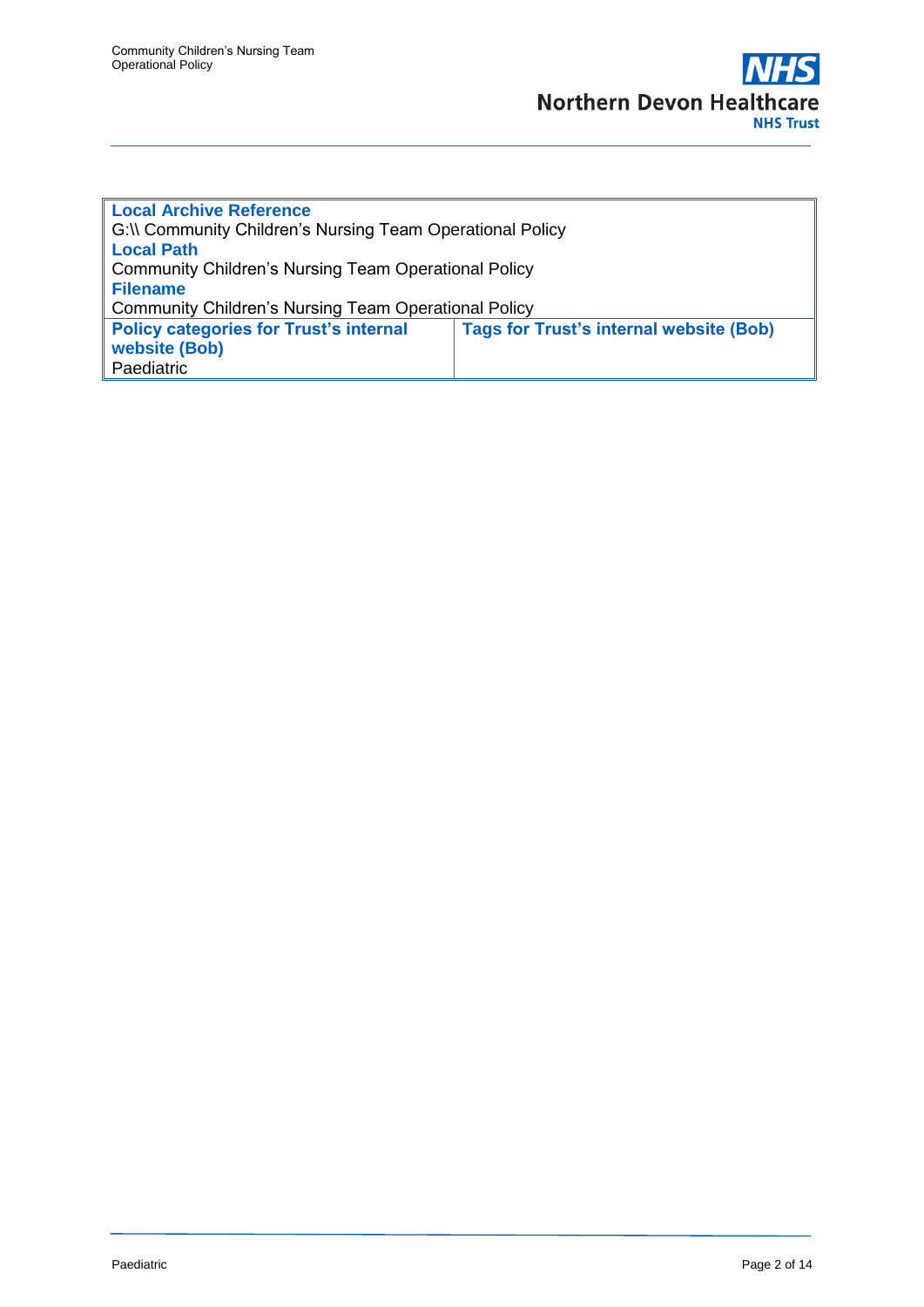| **Local Archive Reference** | |
|---|---|
| G:\\ Community Children's Nursing Team Operational Policy | |
| **Local Path** | |
| Community Children's Nursing Team Operational Policy | |
| **Filename** | |
| Community Children's Nursing Team Operational Policy | |
| **Policy categories for Trust's internal website (Bob)** | **Tags for Trust's internal website (Bob)** |
| Paediatric | |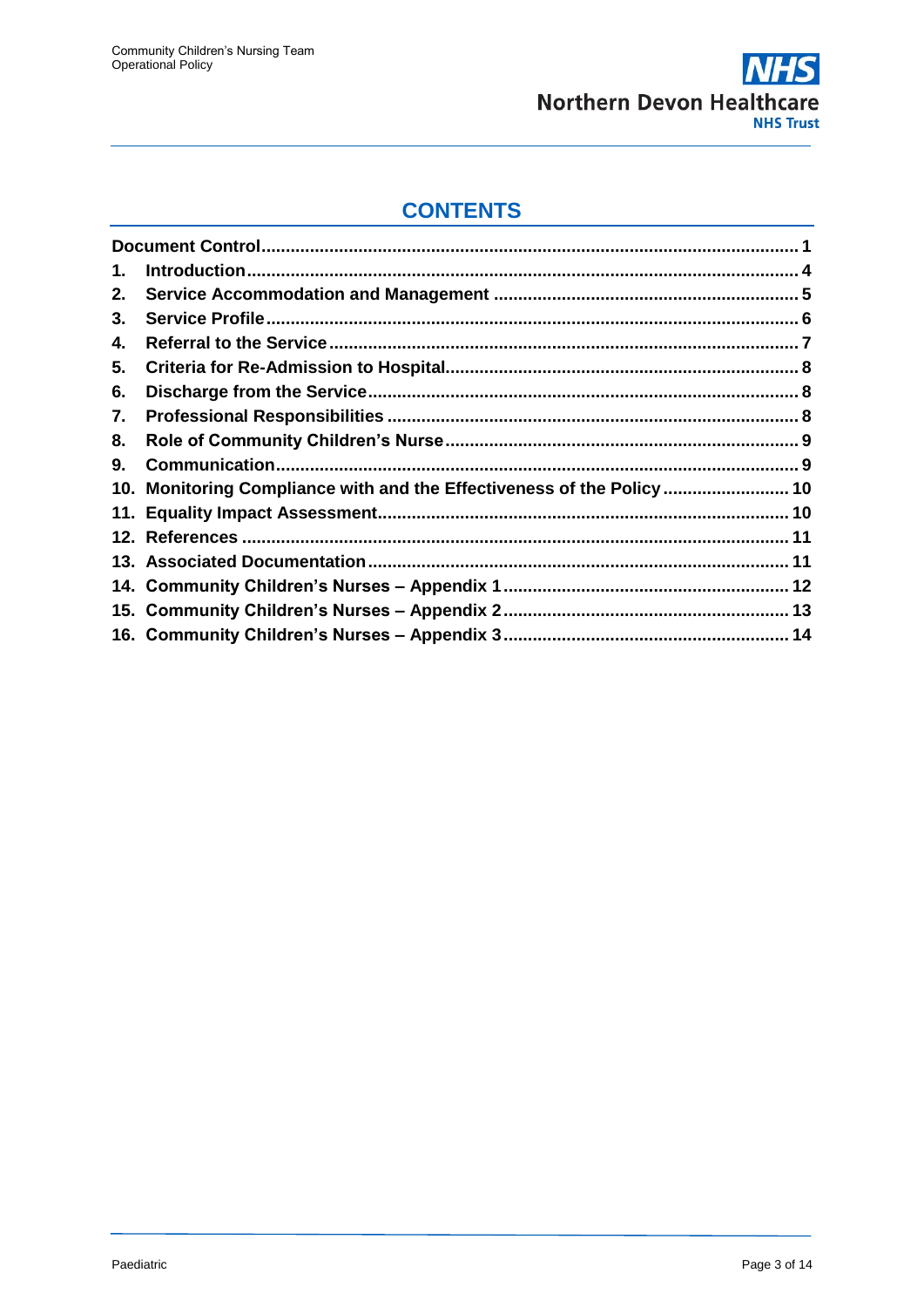## CONTENTS

| | | |
|---|---|---|
| **Document Control** | | **1** |
| **1.** | **Introduction** | **4** |
| **2.** | **Service Accommodation and Management** | **5** |
| **3.** | **Service Profile** | **6** |
| **4.** | **Referral to the Service** | **7** |
| **5.** | **Criteria for Re-Admission to Hospital** | **8** |
| **6.** | **Discharge from the Service** | **8** |
| **7.** | **Professional Responsibilities** | **8** |
| **8.** | **Role of Community Children's Nurse** | **9** |
| **9.** | **Communication** | **9** |
| **10.** | **Monitoring Compliance with and the Effectiveness of the Policy** | **10** |
| **11.** | **Equality Impact Assessment** | **10** |
| **12.** | **References** | **11** |
| **13.** | **Associated Documentation** | **11** |
| **14.** | **Community Children's Nurses – Appendix 1** | **12** |
| **15.** | **Community Children's Nurses – Appendix 2** | **13** |
| **16.** | **Community Children's Nurses – Appendix 3** | **14** |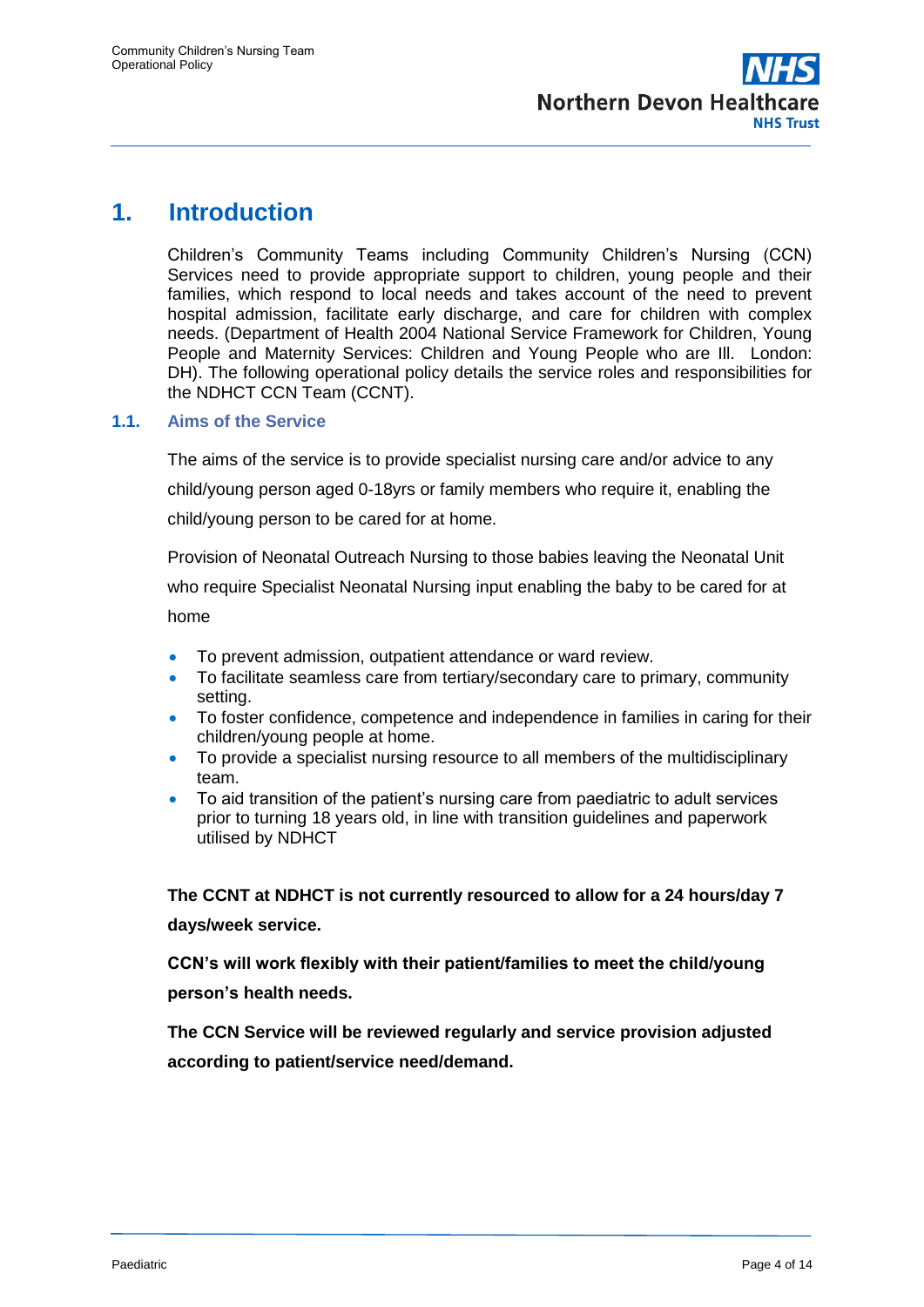# 1. Introduction

Children's Community Teams including Community Children's Nursing (CCN) Services need to provide appropriate support to children, young people and their families, which respond to local needs and takes account of the need to prevent hospital admission, facilitate early discharge, and care for children with complex needs. (Department of Health 2004 National Service Framework for Children, Young People and Maternity Services: Children and Young People who are Ill. London: DH). The following operational policy details the service roles and responsibilities for the NDHCT CCN Team (CCNT).

## 1.1. Aims of the Service

The aims of the service is to provide specialist nursing care and/or advice to any child/young person aged 0-18yrs or family members who require it, enabling the child/young person to be cared for at home.

Provision of Neonatal Outreach Nursing to those babies leaving the Neonatal Unit who require Specialist Neonatal Nursing input enabling the baby to be cared for at home

- To prevent admission, outpatient attendance or ward review.
- To facilitate seamless care from tertiary/secondary care to primary, community setting.
- To foster confidence, competence and independence in families in caring for their children/young people at home.
- To provide a specialist nursing resource to all members of the multidisciplinary team.
- To aid transition of the patient's nursing care from paediatric to adult services prior to turning 18 years old, in line with transition guidelines and paperwork utilised by NDHCT

**The CCNT at NDHCT is not currently resourced to allow for a 24 hours/day 7 days/week service.**

**CCN's will work flexibly with their patient/families to meet the child/young person's health needs.**

**The CCN Service will be reviewed regularly and service provision adjusted according to patient/service need/demand.**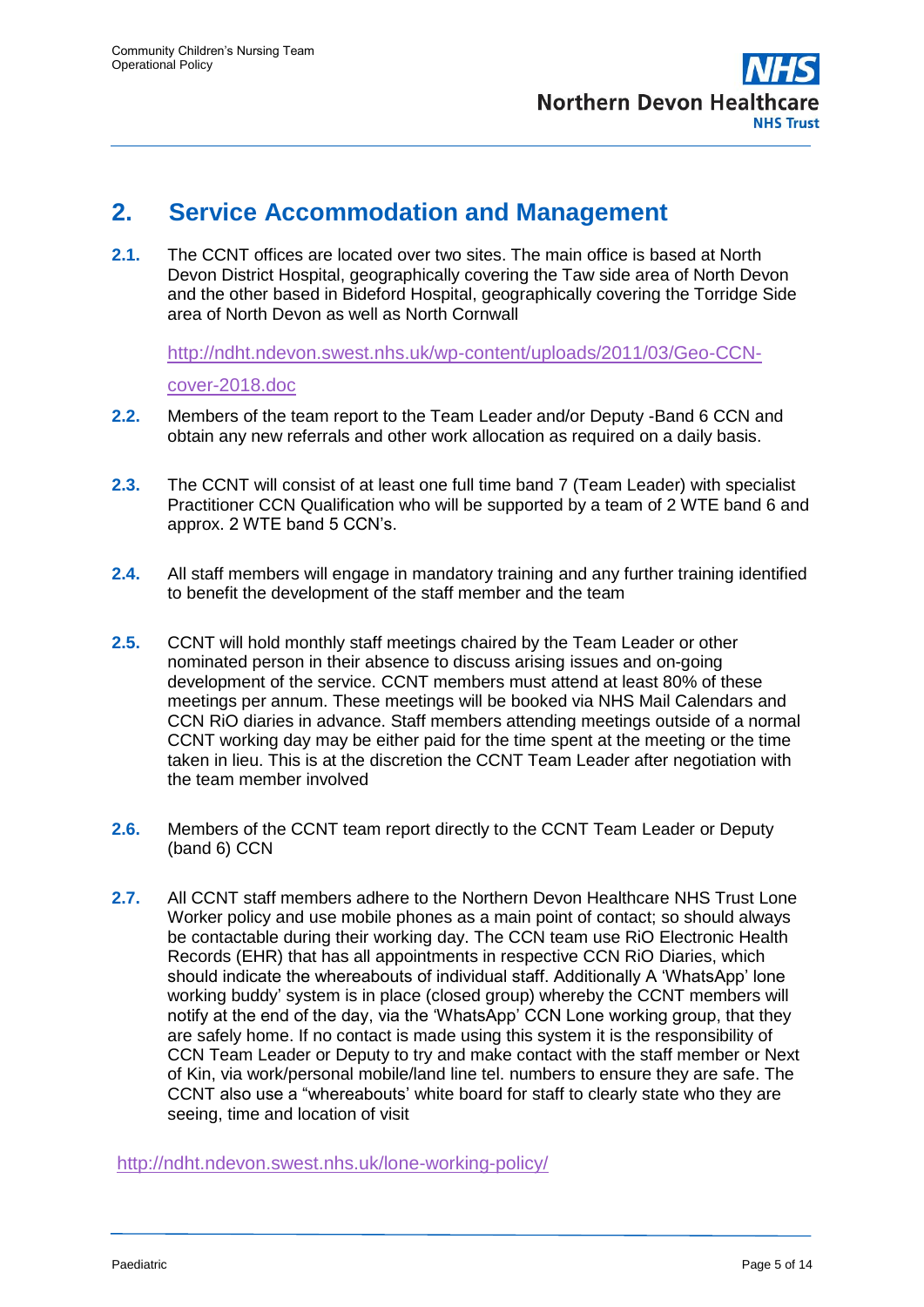## 2. Service Accommodation and Management

**2.1.** The CCNT offices are located over two sites. The main office is based at North Devon District Hospital, geographically covering the Taw side area of North Devon and the other based in Bideford Hospital, geographically covering the Torridge Side area of North Devon as well as North Cornwall

http://ndht.ndevon.swest.nhs.uk/wp-content/uploads/2011/03/Geo-CCN-cover-2018.doc

**2.2.** Members of the team report to the Team Leader and/or Deputy -Band 6 CCN and obtain any new referrals and other work allocation as required on a daily basis.

**2.3.** The CCNT will consist of at least one full time band 7 (Team Leader) with specialist Practitioner CCN Qualification who will be supported by a team of 2 WTE band 6 and approx. 2 WTE band 5 CCN's.

**2.4.** All staff members will engage in mandatory training and any further training identified to benefit the development of the staff member and the team

**2.5.** CCNT will hold monthly staff meetings chaired by the Team Leader or other nominated person in their absence to discuss arising issues and on-going development of the service. CCNT members must attend at least 80% of these meetings per annum. These meetings will be booked via NHS Mail Calendars and CCN RiO diaries in advance. Staff members attending meetings outside of a normal CCNT working day may be either paid for the time spent at the meeting or the time taken in lieu. This is at the discretion the CCNT Team Leader after negotiation with the team member involved

**2.6.** Members of the CCNT team report directly to the CCNT Team Leader or Deputy (band 6) CCN

**2.7.** All CCNT staff members adhere to the Northern Devon Healthcare NHS Trust Lone Worker policy and use mobile phones as a main point of contact; so should always be contactable during their working day. The CCN team use RiO Electronic Health Records (EHR) that has all appointments in respective CCN RiO Diaries, which should indicate the whereabouts of individual staff. Additionally A 'WhatsApp' lone working buddy' system is in place (closed group) whereby the CCNT members will notify at the end of the day, via the 'WhatsApp' CCN Lone working group, that they are safely home. If no contact is made using this system it is the responsibility of CCN Team Leader or Deputy to try and make contact with the staff member or Next of Kin, via work/personal mobile/land line tel. numbers to ensure they are safe. The CCNT also use a "whereabouts' white board for staff to clearly state who they are seeing, time and location of visit

http://ndht.ndevon.swest.nhs.uk/lone-working-policy/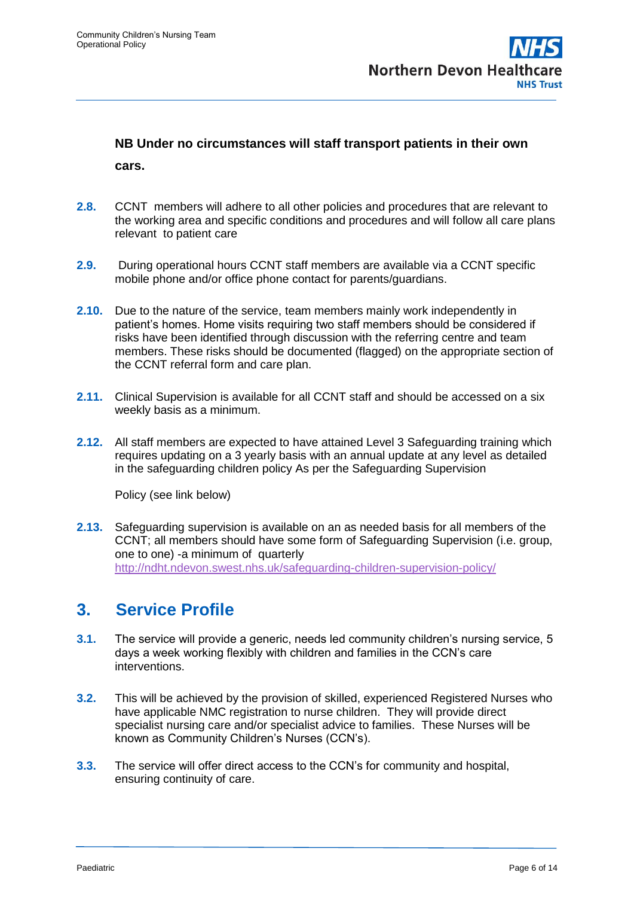**NB Under no circumstances will staff transport patients in their own cars.**

**2.8.** CCNT members will adhere to all other policies and procedures that are relevant to the working area and specific conditions and procedures and will follow all care plans relevant to patient care

**2.9.** During operational hours CCNT staff members are available via a CCNT specific mobile phone and/or office phone contact for parents/guardians.

**2.10.** Due to the nature of the service, team members mainly work independently in patient's homes. Home visits requiring two staff members should be considered if risks have been identified through discussion with the referring centre and team members. These risks should be documented (flagged) on the appropriate section of the CCNT referral form and care plan.

**2.11.** Clinical Supervision is available for all CCNT staff and should be accessed on a six weekly basis as a minimum.

**2.12.** All staff members are expected to have attained Level 3 Safeguarding training which requires updating on a 3 yearly basis with an annual update at any level as detailed in the safeguarding children policy As per the Safeguarding Supervision

Policy (see link below)

**2.13.** Safeguarding supervision is available on an as needed basis for all members of the CCNT; all members should have some form of Safeguarding Supervision (i.e. group, one to one) -a minimum of quarterly
http://ndht.ndevon.swest.nhs.uk/safeguarding-children-supervision-policy/

## 3. Service Profile

**3.1.** The service will provide a generic, needs led community children's nursing service, 5 days a week working flexibly with children and families in the CCN's care interventions.

**3.2.** This will be achieved by the provision of skilled, experienced Registered Nurses who have applicable NMC registration to nurse children. They will provide direct specialist nursing care and/or specialist advice to families. These Nurses will be known as Community Children's Nurses (CCN's).

**3.3.** The service will offer direct access to the CCN's for community and hospital, ensuring continuity of care.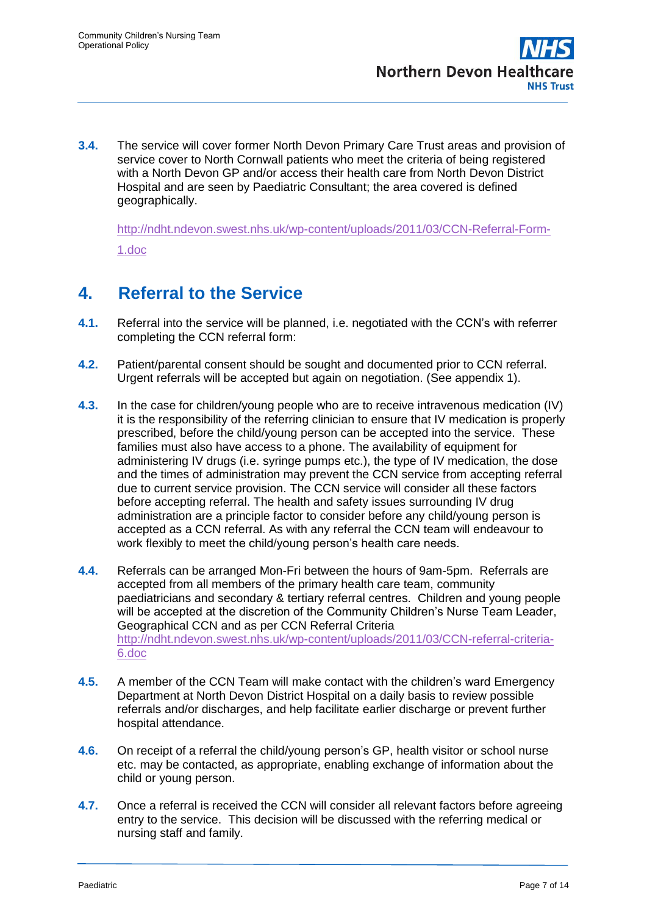**3.4.** The service will cover former North Devon Primary Care Trust areas and provision of service cover to North Cornwall patients who meet the criteria of being registered with a North Devon GP and/or access their health care from North Devon District Hospital and are seen by Paediatric Consultant; the area covered is defined geographically.

http://ndht.ndevon.swest.nhs.uk/wp-content/uploads/2011/03/CCN-Referral-Form-1.doc

## 4. Referral to the Service

**4.1.** Referral into the service will be planned, i.e. negotiated with the CCN's with referrer completing the CCN referral form:

**4.2.** Patient/parental consent should be sought and documented prior to CCN referral. Urgent referrals will be accepted but again on negotiation. (See appendix 1).

**4.3.** In the case for children/young people who are to receive intravenous medication (IV) it is the responsibility of the referring clinician to ensure that IV medication is properly prescribed, before the child/young person can be accepted into the service. These families must also have access to a phone. The availability of equipment for administering IV drugs (i.e. syringe pumps etc.), the type of IV medication, the dose and the times of administration may prevent the CCN service from accepting referral due to current service provision. The CCN service will consider all these factors before accepting referral. The health and safety issues surrounding IV drug administration are a principle factor to consider before any child/young person is accepted as a CCN referral. As with any referral the CCN team will endeavour to work flexibly to meet the child/young person's health care needs.

**4.4.** Referrals can be arranged Mon-Fri between the hours of 9am-5pm. Referrals are accepted from all members of the primary health care team, community paediatricians and secondary & tertiary referral centres. Children and young people will be accepted at the discretion of the Community Children's Nurse Team Leader, Geographical CCN and as per CCN Referral Criteria http://ndht.ndevon.swest.nhs.uk/wp-content/uploads/2011/03/CCN-referral-criteria-6.doc

**4.5.** A member of the CCN Team will make contact with the children's ward Emergency Department at North Devon District Hospital on a daily basis to review possible referrals and/or discharges, and help facilitate earlier discharge or prevent further hospital attendance.

**4.6.** On receipt of a referral the child/young person's GP, health visitor or school nurse etc. may be contacted, as appropriate, enabling exchange of information about the child or young person.

**4.7.** Once a referral is received the CCN will consider all relevant factors before agreeing entry to the service. This decision will be discussed with the referring medical or nursing staff and family.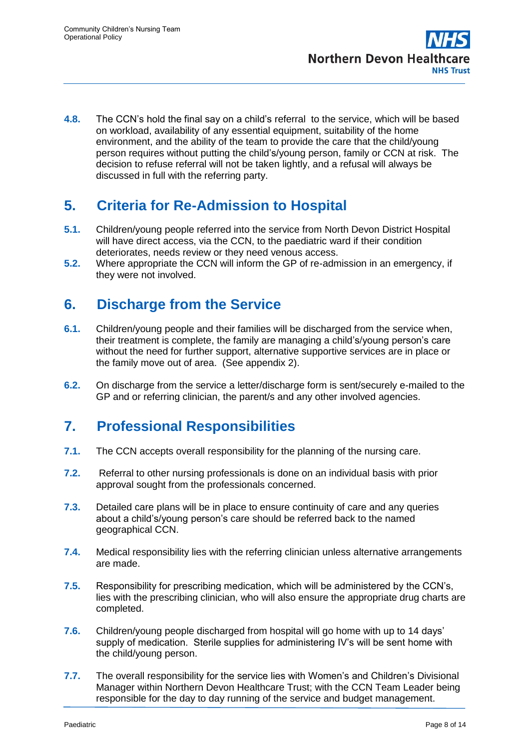**4.8.** The CCN's hold the final say on a child's referral to the service, which will be based on workload, availability of any essential equipment, suitability of the home environment, and the ability of the team to provide the care that the child/young person requires without putting the child's/young person, family or CCN at risk. The decision to refuse referral will not be taken lightly, and a refusal will always be discussed in full with the referring party.

## 5. Criteria for Re-Admission to Hospital

**5.1.** Children/young people referred into the service from North Devon District Hospital will have direct access, via the CCN, to the paediatric ward if their condition deteriorates, needs review or they need venous access.

**5.2.** Where appropriate the CCN will inform the GP of re-admission in an emergency, if they were not involved.

## 6. Discharge from the Service

**6.1.** Children/young people and their families will be discharged from the service when, their treatment is complete, the family are managing a child's/young person's care without the need for further support, alternative supportive services are in place or the family move out of area. (See appendix 2).

**6.2.** On discharge from the service a letter/discharge form is sent/securely e-mailed to the GP and or referring clinician, the parent/s and any other involved agencies.

## 7. Professional Responsibilities

**7.1.** The CCN accepts overall responsibility for the planning of the nursing care.

**7.2.** Referral to other nursing professionals is done on an individual basis with prior approval sought from the professionals concerned.

**7.3.** Detailed care plans will be in place to ensure continuity of care and any queries about a child's/young person's care should be referred back to the named geographical CCN.

**7.4.** Medical responsibility lies with the referring clinician unless alternative arrangements are made.

**7.5.** Responsibility for prescribing medication, which will be administered by the CCN's, lies with the prescribing clinician, who will also ensure the appropriate drug charts are completed.

**7.6.** Children/young people discharged from hospital will go home with up to 14 days' supply of medication. Sterile supplies for administering IV's will be sent home with the child/young person.

**7.7.** The overall responsibility for the service lies with Women's and Children's Divisional Manager within Northern Devon Healthcare Trust; with the CCN Team Leader being responsible for the day to day running of the service and budget management.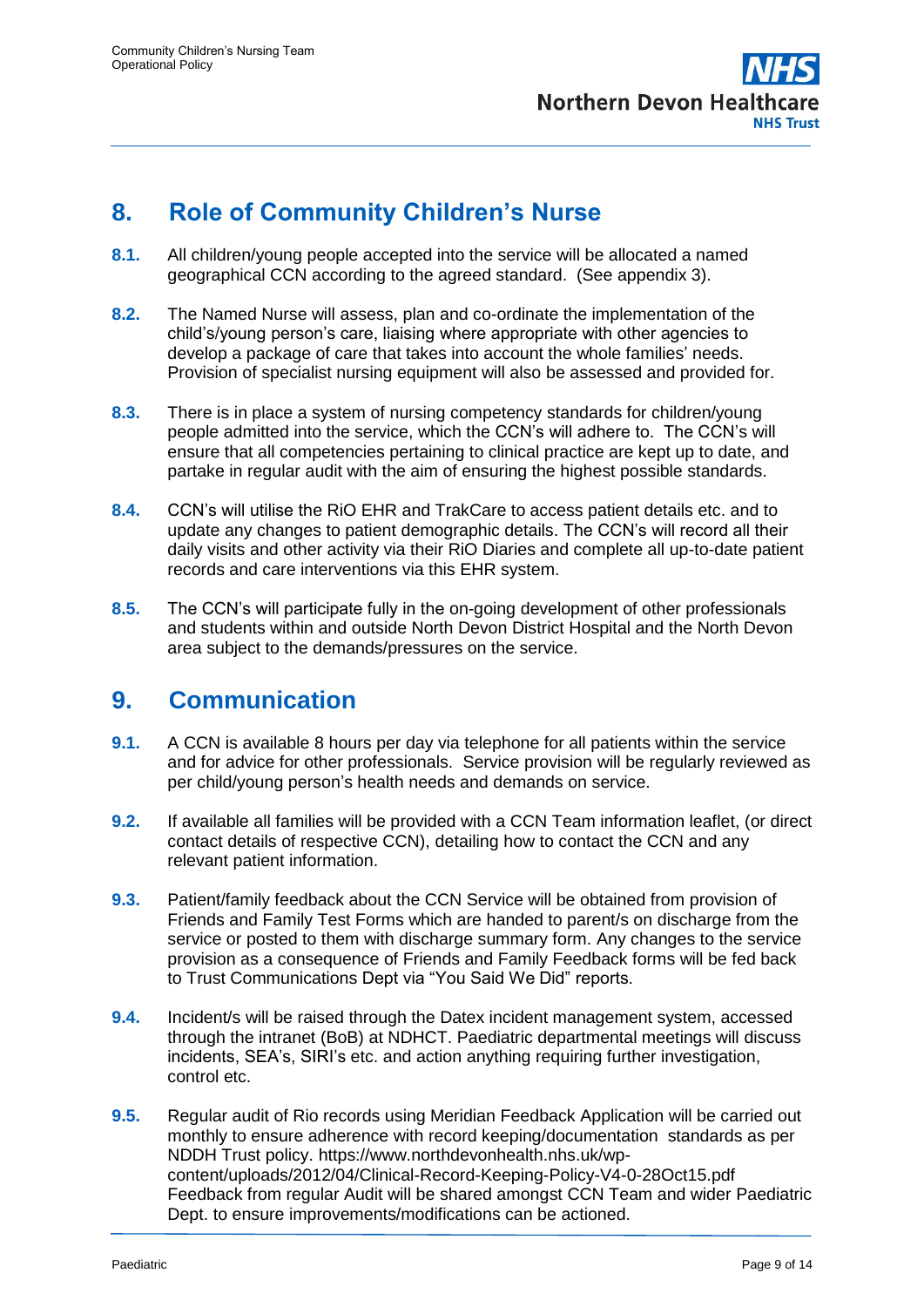## 8. Role of Community Children's Nurse

**8.1.** All children/young people accepted into the service will be allocated a named geographical CCN according to the agreed standard. (See appendix 3).

**8.2.** The Named Nurse will assess, plan and co-ordinate the implementation of the child's/young person's care, liaising where appropriate with other agencies to develop a package of care that takes into account the whole families' needs. Provision of specialist nursing equipment will also be assessed and provided for.

**8.3.** There is in place a system of nursing competency standards for children/young people admitted into the service, which the CCN's will adhere to. The CCN's will ensure that all competencies pertaining to clinical practice are kept up to date, and partake in regular audit with the aim of ensuring the highest possible standards.

**8.4.** CCN's will utilise the RiO EHR and TrakCare to access patient details etc. and to update any changes to patient demographic details. The CCN's will record all their daily visits and other activity via their RiO Diaries and complete all up-to-date patient records and care interventions via this EHR system.

**8.5.** The CCN's will participate fully in the on-going development of other professionals and students within and outside North Devon District Hospital and the North Devon area subject to the demands/pressures on the service.

## 9. Communication

**9.1.** A CCN is available 8 hours per day via telephone for all patients within the service and for advice for other professionals. Service provision will be regularly reviewed as per child/young person's health needs and demands on service.

**9.2.** If available all families will be provided with a CCN Team information leaflet, (or direct contact details of respective CCN), detailing how to contact the CCN and any relevant patient information.

**9.3.** Patient/family feedback about the CCN Service will be obtained from provision of Friends and Family Test Forms which are handed to parent/s on discharge from the service or posted to them with discharge summary form. Any changes to the service provision as a consequence of Friends and Family Feedback forms will be fed back to Trust Communications Dept via "You Said We Did" reports.

**9.4.** Incident/s will be raised through the Datex incident management system, accessed through the intranet (BoB) at NDHCT. Paediatric departmental meetings will discuss incidents, SEA's, SIRI's etc. and action anything requiring further investigation, control etc.

**9.5.** Regular audit of Rio records using Meridian Feedback Application will be carried out monthly to ensure adherence with record keeping/documentation standards as per NDDH Trust policy. https://www.northdevonhealth.nhs.uk/wp-content/uploads/2012/04/Clinical-Record-Keeping-Policy-V4-0-28Oct15.pdf Feedback from regular Audit will be shared amongst CCN Team and wider Paediatric Dept. to ensure improvements/modifications can be actioned.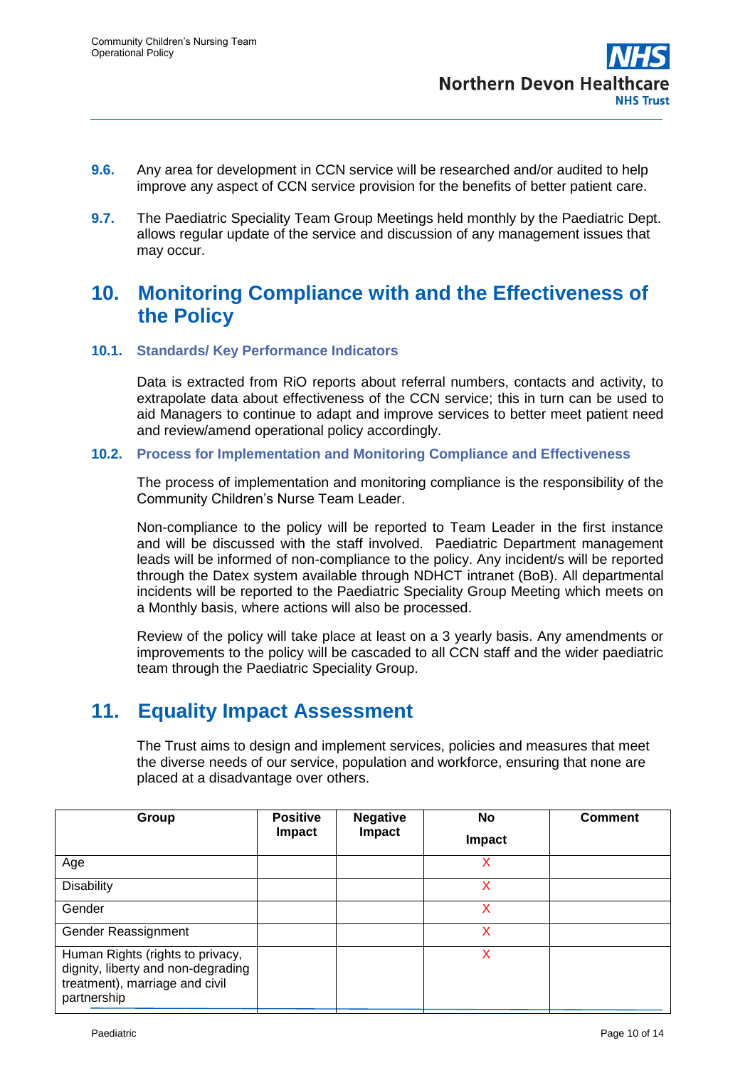**9.6.** Any area for development in CCN service will be researched and/or audited to help improve any aspect of CCN service provision for the benefits of better patient care.

**9.7.** The Paediatric Speciality Team Group Meetings held monthly by the Paediatric Dept. allows regular update of the service and discussion of any management issues that may occur.

# 10. Monitoring Compliance with and the Effectiveness of the Policy

### 10.1. Standards/ Key Performance Indicators

Data is extracted from RiO reports about referral numbers, contacts and activity, to extrapolate data about effectiveness of the CCN service; this in turn can be used to aid Managers to continue to adapt and improve services to better meet patient need and review/amend operational policy accordingly.

### 10.2. Process for Implementation and Monitoring Compliance and Effectiveness

The process of implementation and monitoring compliance is the responsibility of the Community Children's Nurse Team Leader.

Non-compliance to the policy will be reported to Team Leader in the first instance and will be discussed with the staff involved. Paediatric Department management leads will be informed of non-compliance to the policy. Any incident/s will be reported through the Datex system available through NDHCT intranet (BoB). All departmental incidents will be reported to the Paediatric Speciality Group Meeting which meets on a Monthly basis, where actions will also be processed.

Review of the policy will take place at least on a 3 yearly basis. Any amendments or improvements to the policy will be cascaded to all CCN staff and the wider paediatric team through the Paediatric Speciality Group.

# 11. Equality Impact Assessment

The Trust aims to design and implement services, policies and measures that meet the diverse needs of our service, population and workforce, ensuring that none are placed at a disadvantage over others.

| Group | Positive Impact | Negative Impact | No Impact | Comment |
|---|---|---|---|---|
| Age | | | X | |
| Disability | | | X | |
| Gender | | | X | |
| Gender Reassignment | | | X | |
| Human Rights (rights to privacy, dignity, liberty and non-degrading treatment), marriage and civil partnership | | | X | |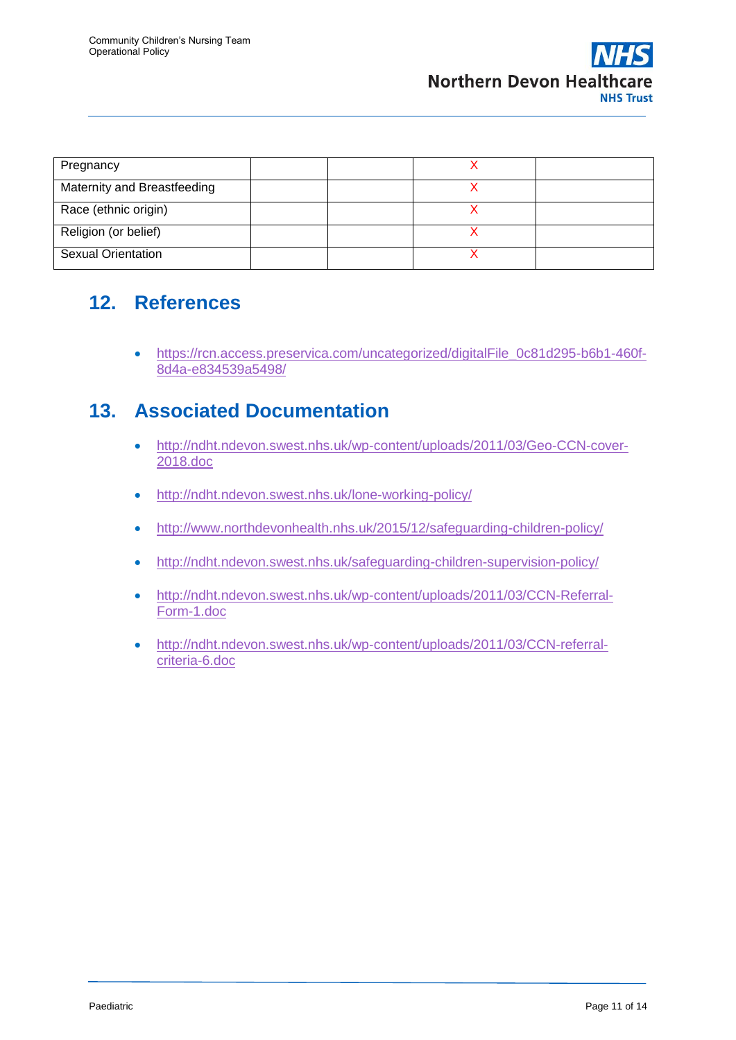| Pregnancy | | | X | |
|---|---|---|---|---|
| Maternity and Breastfeeding | | | X | |
| Race (ethnic origin) | | | X | |
| Religion (or belief) | | | X | |
| Sexual Orientation | | | X | |

## 12. References

- https://rcn.access.preservica.com/uncategorized/digitalFile_0c81d295-b6b1-460f-8d4a-e834539a5498/

## 13. Associated Documentation

- http://ndht.ndevon.swest.nhs.uk/wp-content/uploads/2011/03/Geo-CCN-cover-2018.doc
- http://ndht.ndevon.swest.nhs.uk/lone-working-policy/
- http://www.northdevonhealth.nhs.uk/2015/12/safeguarding-children-policy/
- http://ndht.ndevon.swest.nhs.uk/safeguarding-children-supervision-policy/
- http://ndht.ndevon.swest.nhs.uk/wp-content/uploads/2011/03/CCN-Referral-Form-1.doc
- http://ndht.ndevon.swest.nhs.uk/wp-content/uploads/2011/03/CCN-referral-criteria-6.doc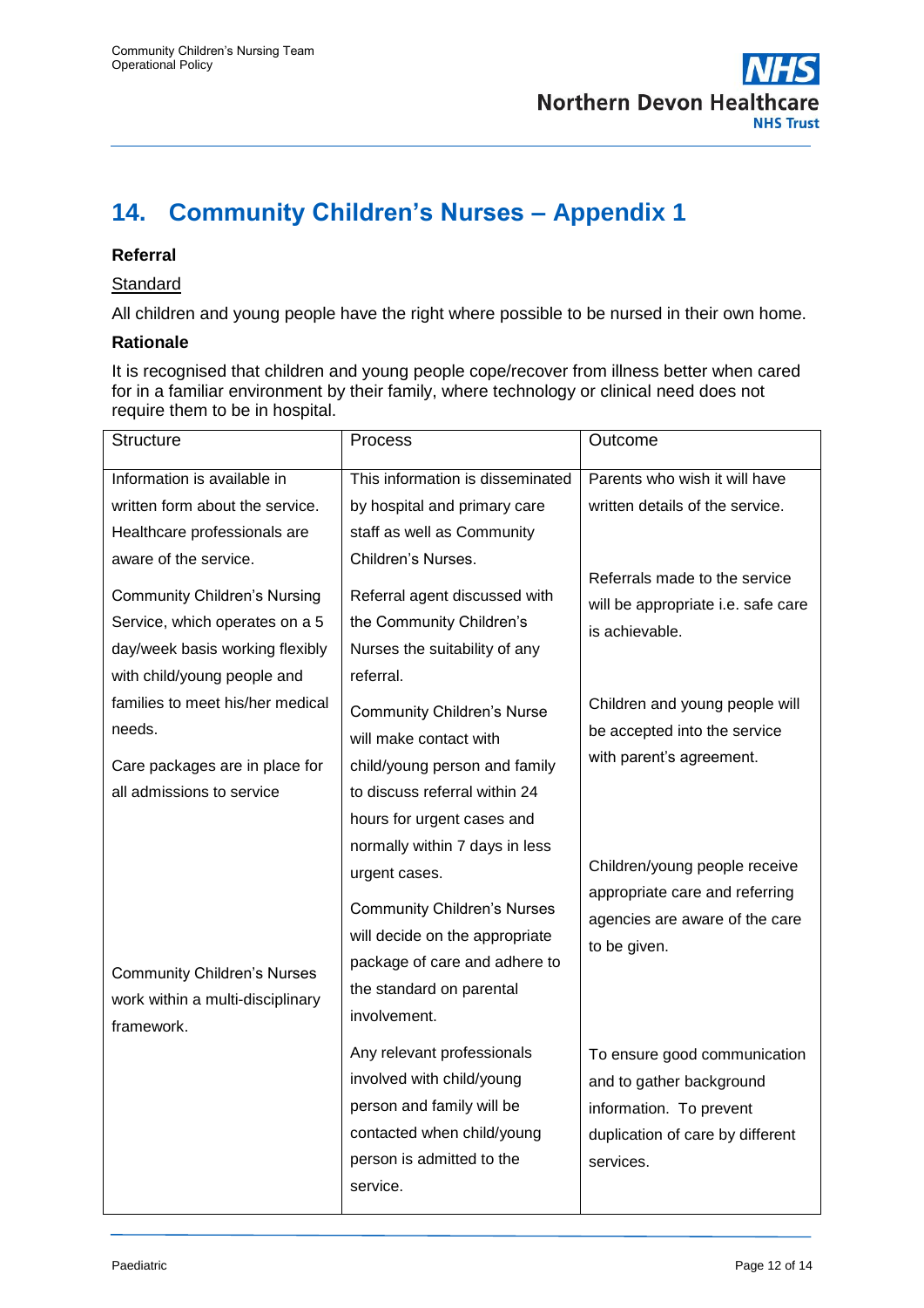## 14. Community Children's Nurses – Appendix 1

**Referral**

Standard

All children and young people have the right where possible to be nursed in their own home.

**Rationale**

It is recognised that children and young people cope/recover from illness better when cared for in a familiar environment by their family, where technology or clinical need does not require them to be in hospital.

| Structure | Process | Outcome |
|---|---|---|
| Information is available in written form about the service. Healthcare professionals are aware of the service. | This information is disseminated by hospital and primary care staff as well as Community Children's Nurses. | Parents who wish it will have written details of the service. |
| Community Children's Nursing Service, which operates on a 5 day/week basis working flexibly with child/young people and families to meet his/her medical needs. | Referral agent discussed with the Community Children's Nurses the suitability of any referral. | Referrals made to the service will be appropriate i.e. safe care is achievable. |
| Care packages are in place for all admissions to service | Community Children's Nurse will make contact with child/young person and family to discuss referral within 24 hours for urgent cases and normally within 7 days in less urgent cases. | Children and young people will be accepted into the service with parent's agreement. |
| | Community Children's Nurses will decide on the appropriate package of care and adhere to the standard on parental involvement. | Children/young people receive appropriate care and referring agencies are aware of the care to be given. |
| Community Children's Nurses work within a multi-disciplinary framework. | Any relevant professionals involved with child/young person and family will be contacted when child/young person is admitted to the service. | To ensure good communication and to gather background information. To prevent duplication of care by different services. |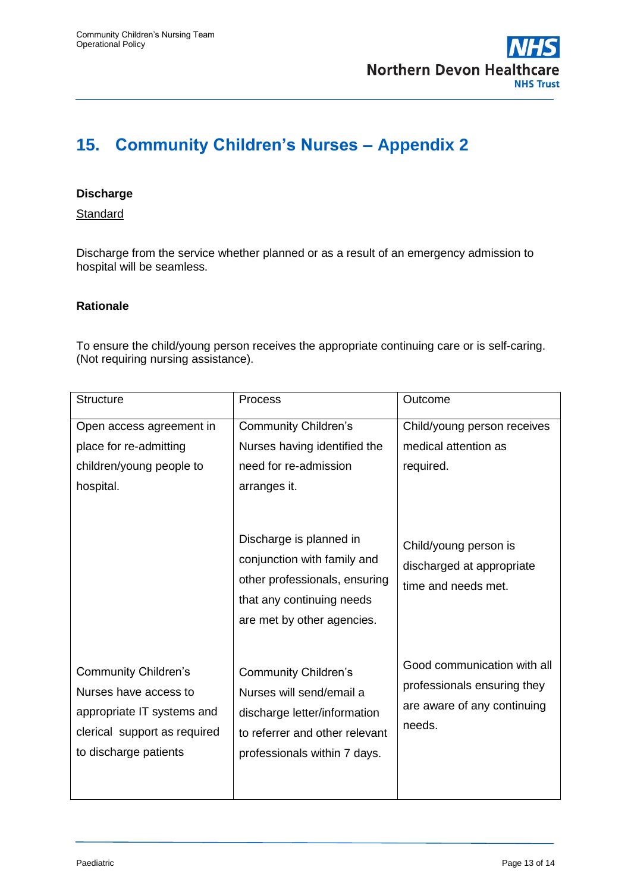## 15. Community Children's Nurses – Appendix 2

**Discharge**

Standard

Discharge from the service whether planned or as a result of an emergency admission to hospital will be seamless.

**Rationale**

To ensure the child/young person receives the appropriate continuing care or is self-caring. (Not requiring nursing assistance).

| Structure | Process | Outcome |
|---|---|---|
| Open access agreement in place for re-admitting children/young people to hospital. | Community Children's Nurses having identified the need for re-admission arranges it. | Child/young person receives medical attention as required. |
| | Discharge is planned in conjunction with family and other professionals, ensuring that any continuing needs are met by other agencies. | Child/young person is discharged at appropriate time and needs met. |
| Community Children's Nurses have access to appropriate IT systems and clerical support as required to discharge patients | Community Children's Nurses will send/email a discharge letter/information to referrer and other relevant professionals within 7 days. | Good communication with all professionals ensuring they are aware of any continuing needs. |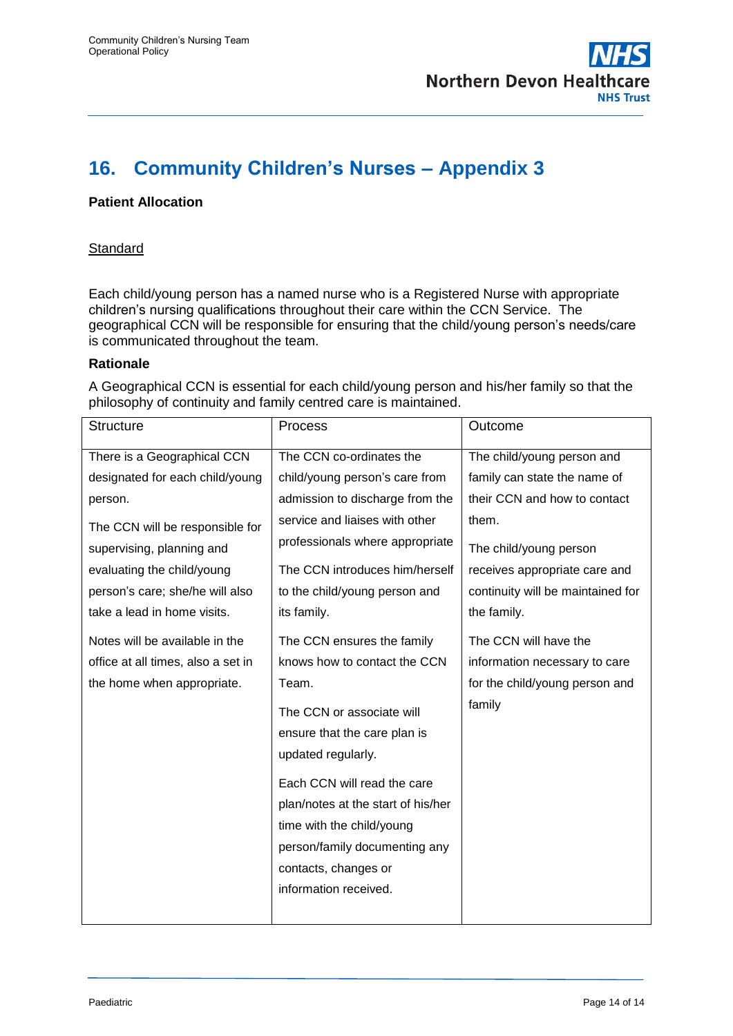# 16. Community Children's Nurses – Appendix 3

**Patient Allocation**

Standard

Each child/young person has a named nurse who is a Registered Nurse with appropriate children's nursing qualifications throughout their care within the CCN Service. The geographical CCN will be responsible for ensuring that the child/young person's needs/care is communicated throughout the team.

**Rationale**

A Geographical CCN is essential for each child/young person and his/her family so that the philosophy of continuity and family centred care is maintained.

| Structure | Process | Outcome |
|---|---|---|
| There is a Geographical CCN designated for each child/young person.<br><br>The CCN will be responsible for supervising, planning and evaluating the child/young person's care; she/he will also take a lead in home visits.<br><br>Notes will be available in the office at all times, also a set in the home when appropriate. | The CCN co-ordinates the child/young person's care from admission to discharge from the service and liaises with other professionals where appropriate<br><br>The CCN introduces him/herself to the child/young person and its family.<br><br>The CCN ensures the family knows how to contact the CCN Team.<br><br>The CCN or associate will ensure that the care plan is updated regularly.<br><br>Each CCN will read the care plan/notes at the start of his/her time with the child/young person/family documenting any contacts, changes or information received. | The child/young person and family can state the name of their CCN and how to contact them.<br><br>The child/young person receives appropriate care and continuity will be maintained for the family.<br><br>The CCN will have the information necessary to care for the child/young person and family |